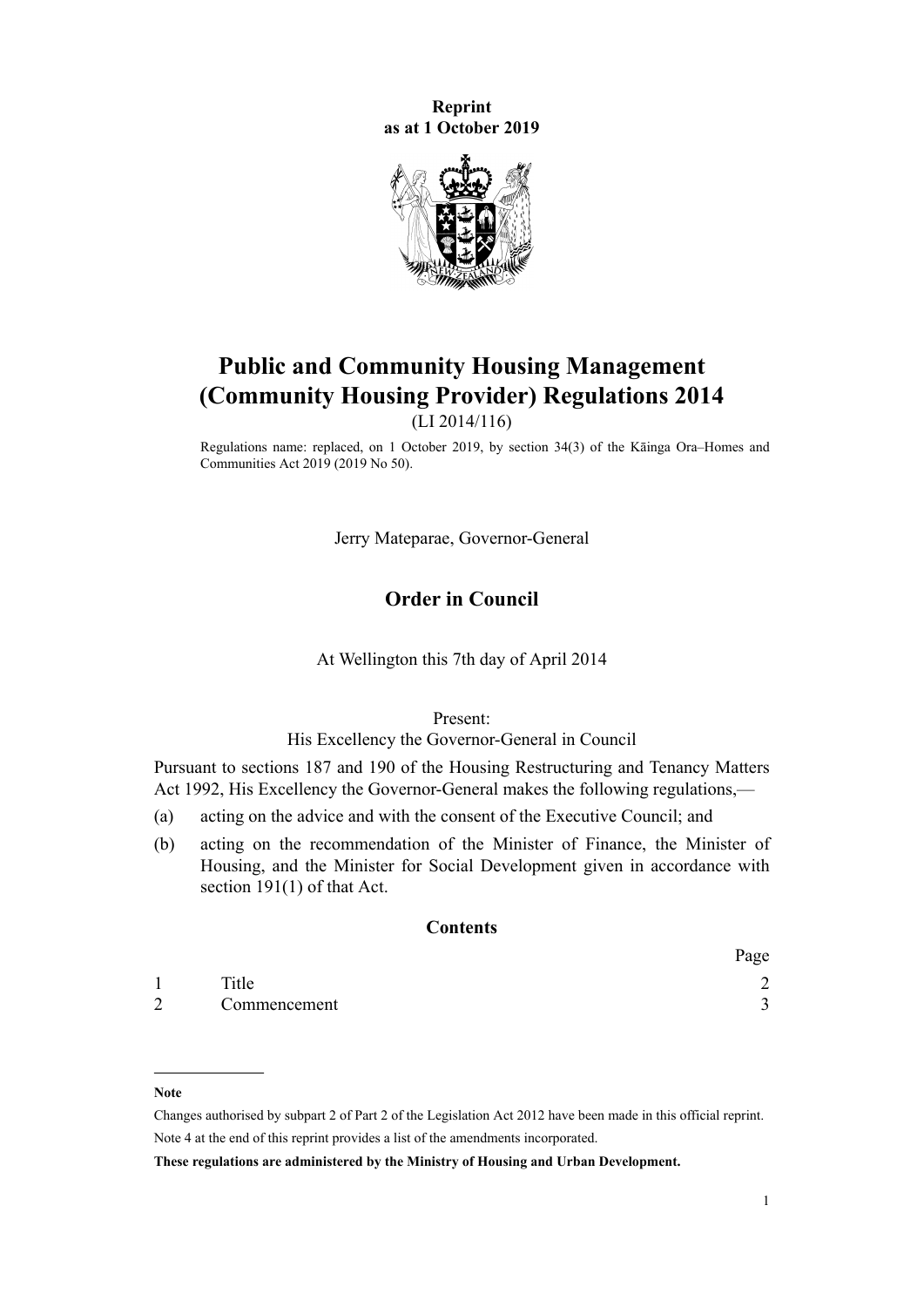**Reprint**
**as at 1 October 2019**

# Public and Community Housing Management (Community Housing Provider) Regulations 2014

(LI 2014/116)

Regulations name: replaced, on 1 October 2019, by section 34(3) of the Kāinga Ora–Homes and Communities Act 2019 (2019 No 50).

Jerry Mateparae, Governor-General

## Order in Council

At Wellington this 7th day of April 2014

Present:
His Excellency the Governor-General in Council

Pursuant to sections 187 and 190 of the Housing Restructuring and Tenancy Matters Act 1992, His Excellency the Governor-General makes the following regulations,—

(a) acting on the advice and with the consent of the Executive Council; and

(b) acting on the recommendation of the Minister of Finance, the Minister of Housing, and the Minister for Social Development given in accordance with section 191(1) of that Act.

### Contents

| | | Page |
|---|---|---|
| 1 | Title | 2 |
| 2 | Commencement | 3 |

**Note**

Changes authorised by subpart 2 of Part 2 of the Legislation Act 2012 have been made in this official reprint.
Note 4 at the end of this reprint provides a list of the amendments incorporated.

**These regulations are administered by the Ministry of Housing and Urban Development.**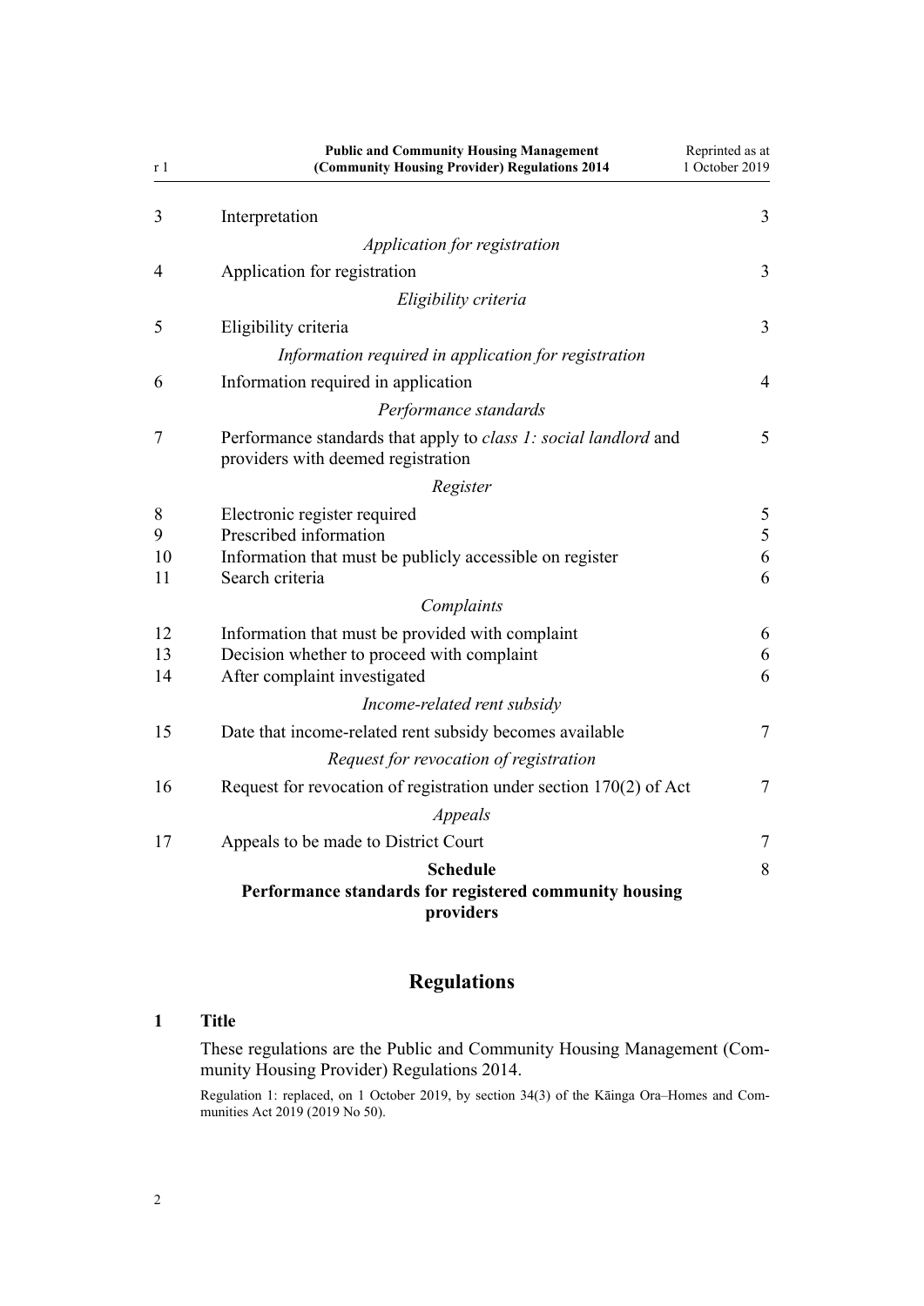| | | |
|---|---|---|
| 3 | Interpretation | 3 |
| | *Application for registration* | |
| 4 | Application for registration | 3 |
| | *Eligibility criteria* | |
| 5 | Eligibility criteria | 3 |
| | *Information required in application for registration* | |
| 6 | Information required in application | 4 |
| | *Performance standards* | |
| 7 | Performance standards that apply to *class 1: social landlord* and providers with deemed registration | 5 |
| | *Register* | |
| 8 | Electronic register required | 5 |
| 9 | Prescribed information | 5 |
| 10 | Information that must be publicly accessible on register | 6 |
| 11 | Search criteria | 6 |
| | *Complaints* | |
| 12 | Information that must be provided with complaint | 6 |
| 13 | Decision whether to proceed with complaint | 6 |
| 14 | After complaint investigated | 6 |
| | *Income-related rent subsidy* | |
| 15 | Date that income-related rent subsidy becomes available | 7 |
| | *Request for revocation of registration* | |
| 16 | Request for revocation of registration under section 170(2) of Act | 7 |
| | *Appeals* | |
| 17 | Appeals to be made to District Court | 7 |
| | **Schedule** **Performance standards for registered community housing providers** | 8 |

## Regulations

### 1 Title

These regulations are the Public and Community Housing Management (Community Housing Provider) Regulations 2014.

Regulation 1: replaced, on 1 October 2019, by section 34(3) of the Kāinga Ora–Homes and Communities Act 2019 (2019 No 50).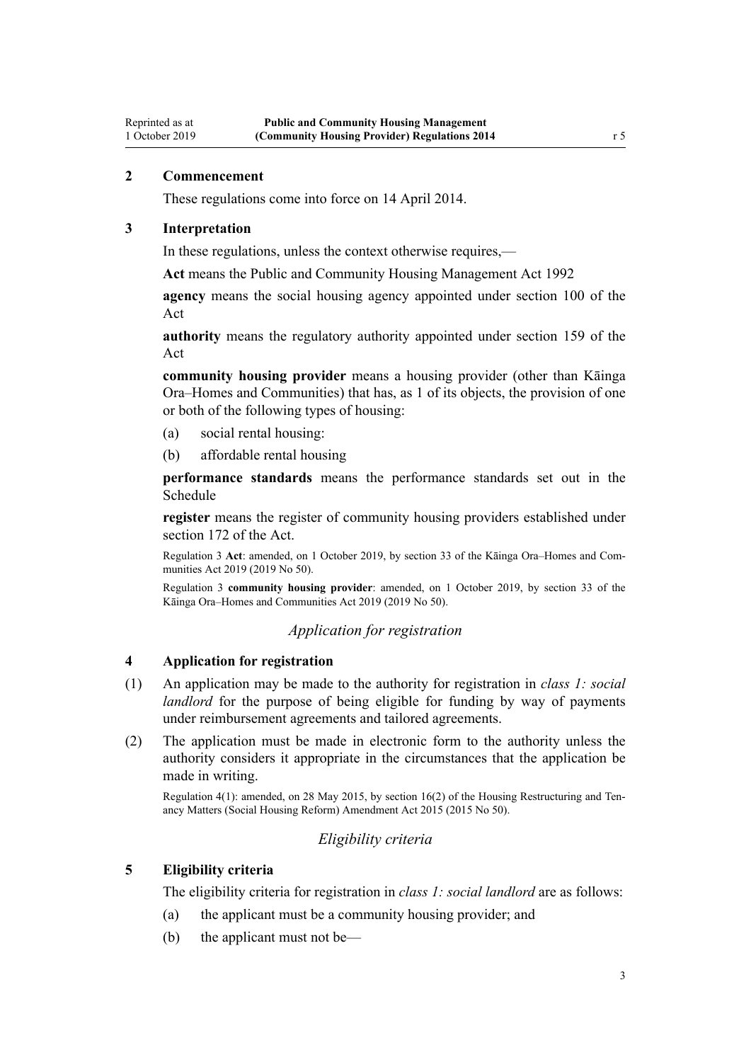### 2 Commencement

These regulations come into force on 14 April 2014.

### 3 Interpretation

In these regulations, unless the context otherwise requires,—

**Act** means the Public and Community Housing Management Act 1992

**agency** means the social housing agency appointed under section 100 of the Act

**authority** means the regulatory authority appointed under section 159 of the Act

**community housing provider** means a housing provider (other than Kāinga Ora–Homes and Communities) that has, as 1 of its objects, the provision of one or both of the following types of housing:

(a) social rental housing:

(b) affordable rental housing

**performance standards** means the performance standards set out in the Schedule

**register** means the register of community housing providers established under section 172 of the Act.

Regulation 3 **Act**: amended, on 1 October 2019, by section 33 of the Kāinga Ora–Homes and Communities Act 2019 (2019 No 50).

Regulation 3 **community housing provider**: amended, on 1 October 2019, by section 33 of the Kāinga Ora–Homes and Communities Act 2019 (2019 No 50).

## *Application for registration*

### 4 Application for registration

(1) An application may be made to the authority for registration in *class 1: social landlord* for the purpose of being eligible for funding by way of payments under reimbursement agreements and tailored agreements.

(2) The application must be made in electronic form to the authority unless the authority considers it appropriate in the circumstances that the application be made in writing.

Regulation 4(1): amended, on 28 May 2015, by section 16(2) of the Housing Restructuring and Tenancy Matters (Social Housing Reform) Amendment Act 2015 (2015 No 50).

## *Eligibility criteria*

### 5 Eligibility criteria

The eligibility criteria for registration in *class 1: social landlord* are as follows:

(a) the applicant must be a community housing provider; and

(b) the applicant must not be—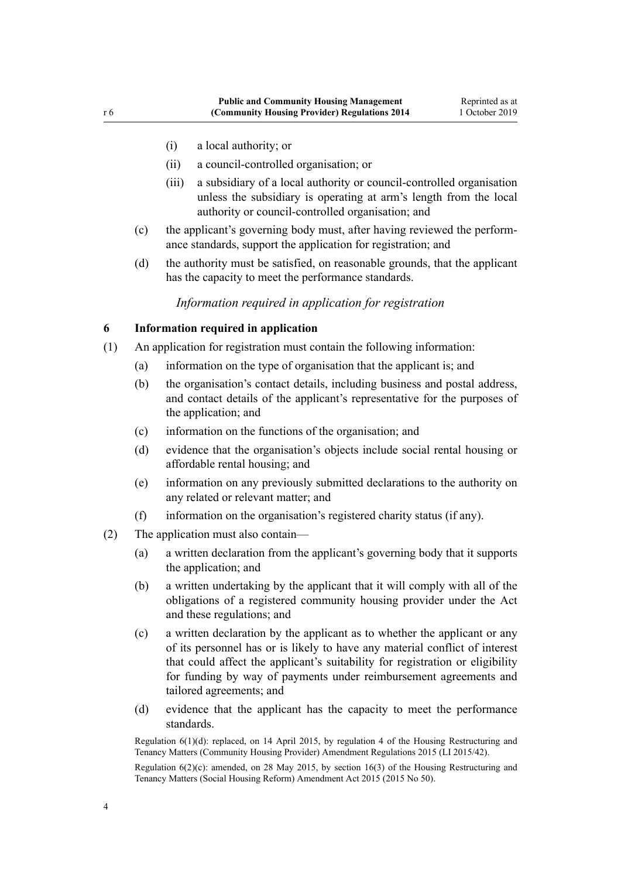(i) a local authority; or

(ii) a council-controlled organisation; or

(iii) a subsidiary of a local authority or council-controlled organisation unless the subsidiary is operating at arm's length from the local authority or council-controlled organisation; and

(c) the applicant's governing body must, after having reviewed the performance standards, support the application for registration; and

(d) the authority must be satisfied, on reasonable grounds, that the applicant has the capacity to meet the performance standards.

*Information required in application for registration*

### 6 Information required in application

(1) An application for registration must contain the following information:

(a) information on the type of organisation that the applicant is; and

(b) the organisation's contact details, including business and postal address, and contact details of the applicant's representative for the purposes of the application; and

(c) information on the functions of the organisation; and

(d) evidence that the organisation's objects include social rental housing or affordable rental housing; and

(e) information on any previously submitted declarations to the authority on any related or relevant matter; and

(f) information on the organisation's registered charity status (if any).

(2) The application must also contain—

(a) a written declaration from the applicant's governing body that it supports the application; and

(b) a written undertaking by the applicant that it will comply with all of the obligations of a registered community housing provider under the Act and these regulations; and

(c) a written declaration by the applicant as to whether the applicant or any of its personnel has or is likely to have any material conflict of interest that could affect the applicant's suitability for registration or eligibility for funding by way of payments under reimbursement agreements and tailored agreements; and

(d) evidence that the applicant has the capacity to meet the performance standards.

Regulation 6(1)(d): replaced, on 14 April 2015, by regulation 4 of the Housing Restructuring and Tenancy Matters (Community Housing Provider) Amendment Regulations 2015 (LI 2015/42).

Regulation 6(2)(c): amended, on 28 May 2015, by section 16(3) of the Housing Restructuring and Tenancy Matters (Social Housing Reform) Amendment Act 2015 (2015 No 50).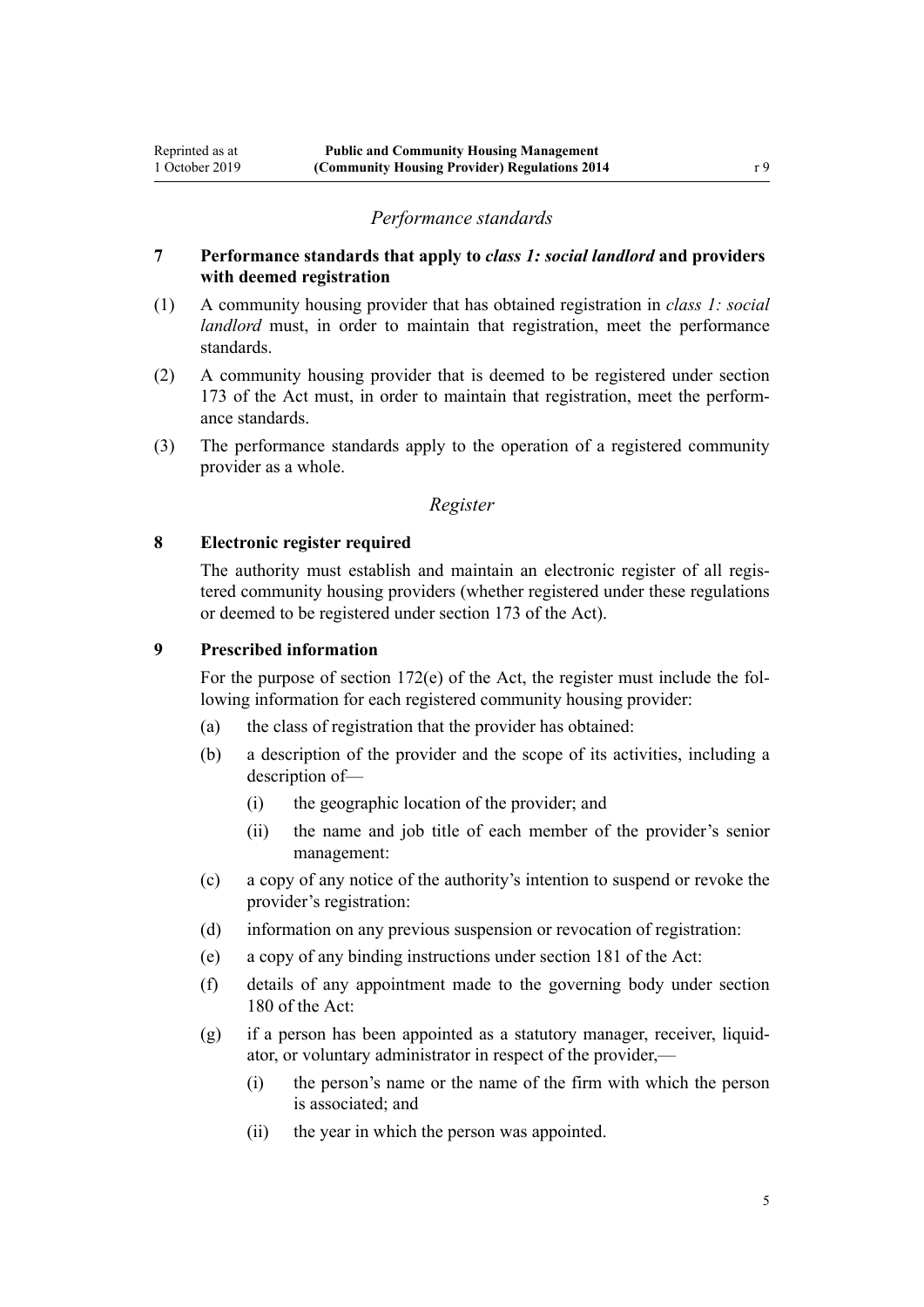*Performance standards*

### 7 Performance standards that apply to *class 1: social landlord* and providers with deemed registration

(1) A community housing provider that has obtained registration in *class 1: social landlord* must, in order to maintain that registration, meet the performance standards.

(2) A community housing provider that is deemed to be registered under section 173 of the Act must, in order to maintain that registration, meet the performance standards.

(3) The performance standards apply to the operation of a registered community provider as a whole.

*Register*

### 8 Electronic register required

The authority must establish and maintain an electronic register of all registered community housing providers (whether registered under these regulations or deemed to be registered under section 173 of the Act).

### 9 Prescribed information

For the purpose of section 172(e) of the Act, the register must include the following information for each registered community housing provider:

- (a) the class of registration that the provider has obtained:
- (b) a description of the provider and the scope of its activities, including a description of—
  - (i) the geographic location of the provider; and
  - (ii) the name and job title of each member of the provider's senior management:
- (c) a copy of any notice of the authority's intention to suspend or revoke the provider's registration:
- (d) information on any previous suspension or revocation of registration:
- (e) a copy of any binding instructions under section 181 of the Act:
- (f) details of any appointment made to the governing body under section 180 of the Act:
- (g) if a person has been appointed as a statutory manager, receiver, liquidator, or voluntary administrator in respect of the provider,—
  - (i) the person's name or the name of the firm with which the person is associated; and
  - (ii) the year in which the person was appointed.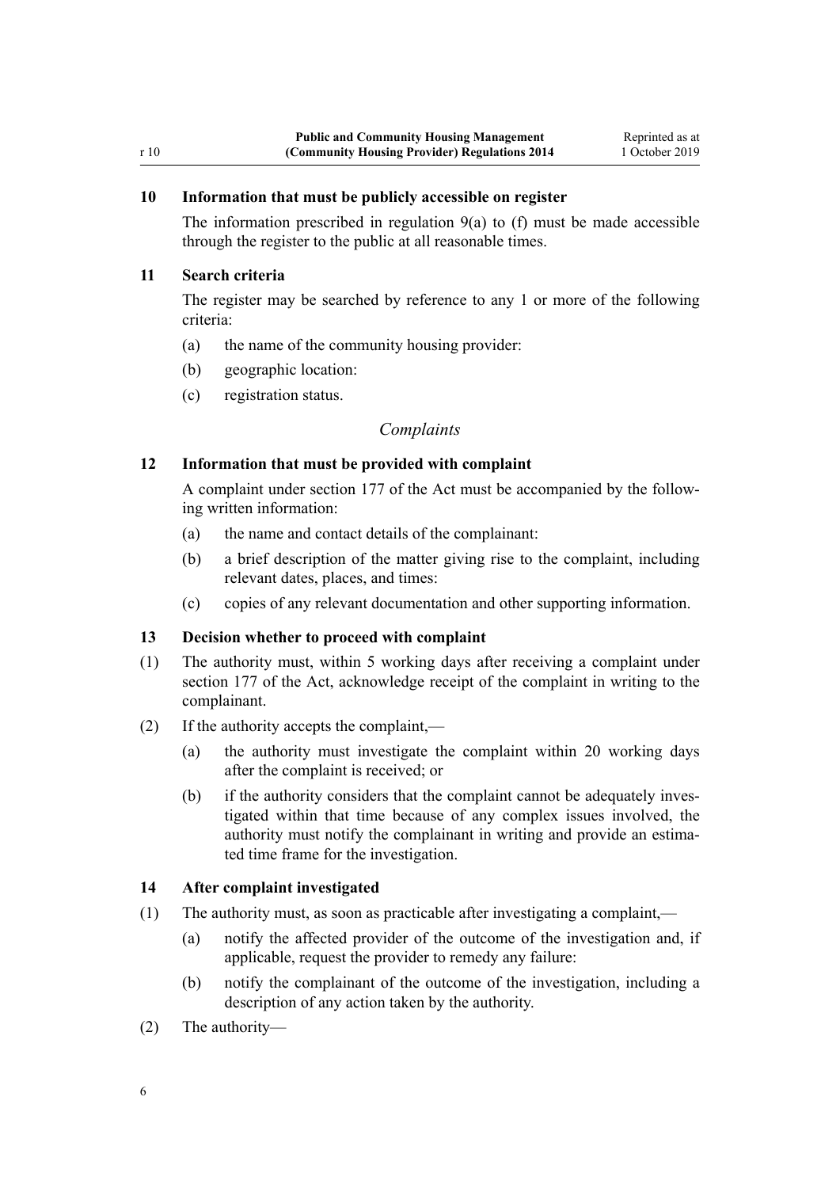### 10 Information that must be publicly accessible on register

The information prescribed in regulation 9(a) to (f) must be made accessible through the register to the public at all reasonable times.

### 11 Search criteria

The register may be searched by reference to any 1 or more of the following criteria:

(a) the name of the community housing provider:

(b) geographic location:

(c) registration status.

*Complaints*

### 12 Information that must be provided with complaint

A complaint under section 177 of the Act must be accompanied by the following written information:

(a) the name and contact details of the complainant:

(b) a brief description of the matter giving rise to the complaint, including relevant dates, places, and times:

(c) copies of any relevant documentation and other supporting information.

### 13 Decision whether to proceed with complaint

(1) The authority must, within 5 working days after receiving a complaint under section 177 of the Act, acknowledge receipt of the complaint in writing to the complainant.

(2) If the authority accepts the complaint,—

(a) the authority must investigate the complaint within 20 working days after the complaint is received; or

(b) if the authority considers that the complaint cannot be adequately investigated within that time because of any complex issues involved, the authority must notify the complainant in writing and provide an estimated time frame for the investigation.

### 14 After complaint investigated

(1) The authority must, as soon as practicable after investigating a complaint,—

(a) notify the affected provider of the outcome of the investigation and, if applicable, request the provider to remedy any failure:

(b) notify the complainant of the outcome of the investigation, including a description of any action taken by the authority.

(2) The authority—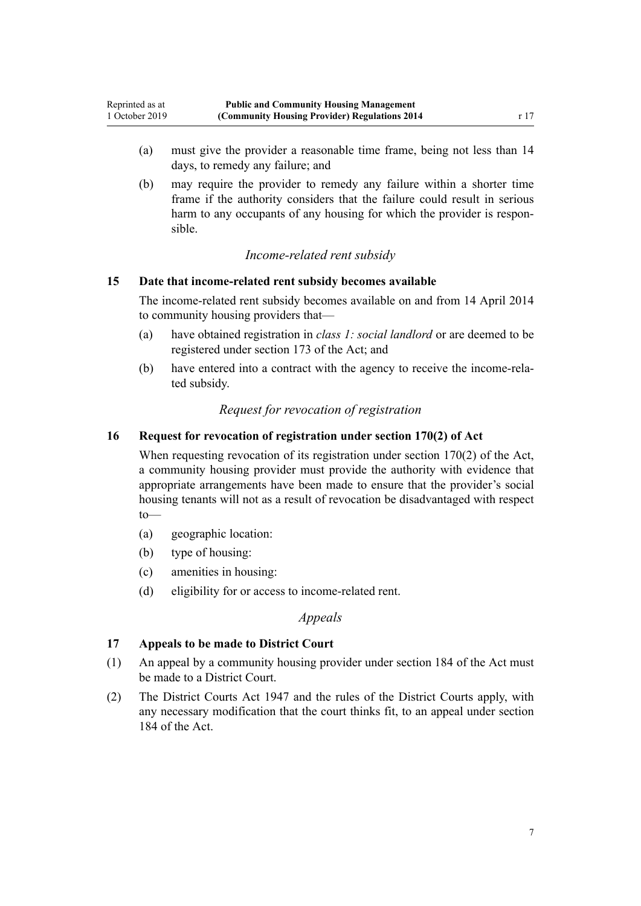(a) must give the provider a reasonable time frame, being not less than 14 days, to remedy any failure; and

(b) may require the provider to remedy any failure within a shorter time frame if the authority considers that the failure could result in serious harm to any occupants of any housing for which the provider is responsible.

*Income-related rent subsidy*

### 15 Date that income-related rent subsidy becomes available

The income-related rent subsidy becomes available on and from 14 April 2014 to community housing providers that—

(a) have obtained registration in *class 1: social landlord* or are deemed to be registered under section 173 of the Act; and

(b) have entered into a contract with the agency to receive the income-related subsidy.

*Request for revocation of registration*

### 16 Request for revocation of registration under section 170(2) of Act

When requesting revocation of its registration under section 170(2) of the Act, a community housing provider must provide the authority with evidence that appropriate arrangements have been made to ensure that the provider's social housing tenants will not as a result of revocation be disadvantaged with respect to—

(a) geographic location:

(b) type of housing:

(c) amenities in housing:

(d) eligibility for or access to income-related rent.

*Appeals*

### 17 Appeals to be made to District Court

(1) An appeal by a community housing provider under section 184 of the Act must be made to a District Court.

(2) The District Courts Act 1947 and the rules of the District Courts apply, with any necessary modification that the court thinks fit, to an appeal under section 184 of the Act.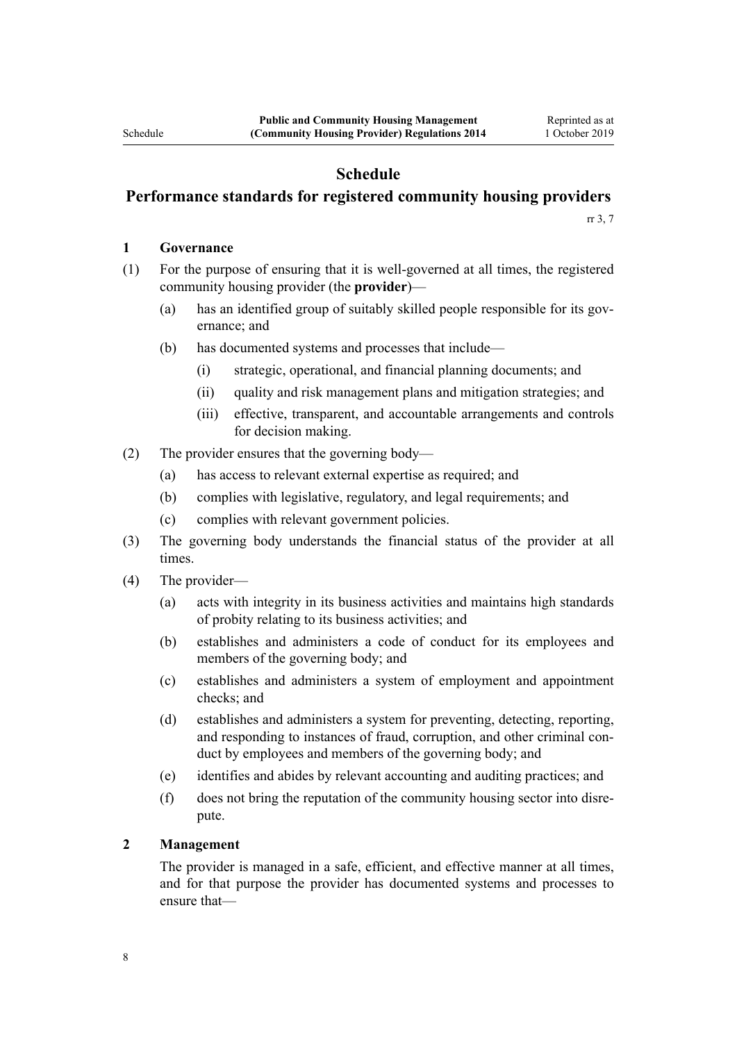# Schedule

## Performance standards for registered community housing providers

rr 3, 7

### 1 Governance

(1) For the purpose of ensuring that it is well-governed at all times, the registered community housing provider (the **provider**)—

(a) has an identified group of suitably skilled people responsible for its governance; and

(b) has documented systems and processes that include—

(i) strategic, operational, and financial planning documents; and

(ii) quality and risk management plans and mitigation strategies; and

(iii) effective, transparent, and accountable arrangements and controls for decision making.

(2) The provider ensures that the governing body—

(a) has access to relevant external expertise as required; and

(b) complies with legislative, regulatory, and legal requirements; and

(c) complies with relevant government policies.

(3) The governing body understands the financial status of the provider at all times.

(4) The provider—

(a) acts with integrity in its business activities and maintains high standards of probity relating to its business activities; and

(b) establishes and administers a code of conduct for its employees and members of the governing body; and

(c) establishes and administers a system of employment and appointment checks; and

(d) establishes and administers a system for preventing, detecting, reporting, and responding to instances of fraud, corruption, and other criminal conduct by employees and members of the governing body; and

(e) identifies and abides by relevant accounting and auditing practices; and

(f) does not bring the reputation of the community housing sector into disrepute.

### 2 Management

The provider is managed in a safe, efficient, and effective manner at all times, and for that purpose the provider has documented systems and processes to ensure that—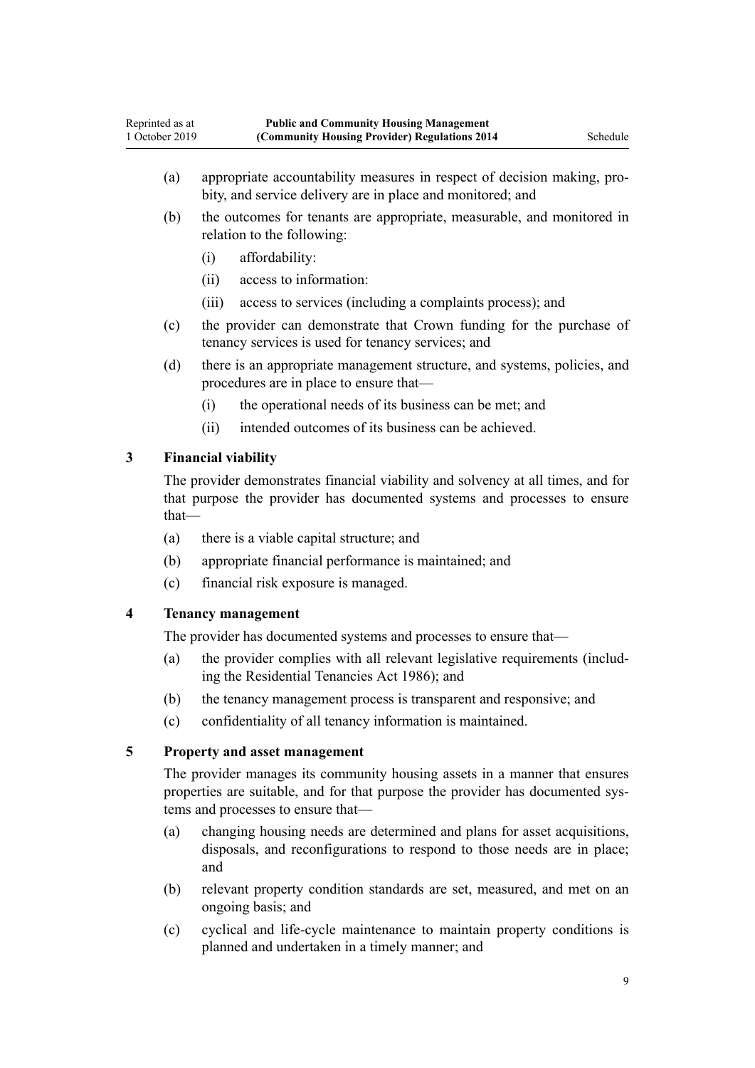(a) appropriate accountability measures in respect of decision making, probity, and service delivery are in place and monitored; and

(b) the outcomes for tenants are appropriate, measurable, and monitored in relation to the following:

  (i) affordability:

  (ii) access to information:

  (iii) access to services (including a complaints process); and

(c) the provider can demonstrate that Crown funding for the purchase of tenancy services is used for tenancy services; and

(d) there is an appropriate management structure, and systems, policies, and procedures are in place to ensure that—

  (i) the operational needs of its business can be met; and

  (ii) intended outcomes of its business can be achieved.

### 3 Financial viability

The provider demonstrates financial viability and solvency at all times, and for that purpose the provider has documented systems and processes to ensure that—

(a) there is a viable capital structure; and

(b) appropriate financial performance is maintained; and

(c) financial risk exposure is managed.

### 4 Tenancy management

The provider has documented systems and processes to ensure that—

(a) the provider complies with all relevant legislative requirements (including the Residential Tenancies Act 1986); and

(b) the tenancy management process is transparent and responsive; and

(c) confidentiality of all tenancy information is maintained.

### 5 Property and asset management

The provider manages its community housing assets in a manner that ensures properties are suitable, and for that purpose the provider has documented systems and processes to ensure that—

(a) changing housing needs are determined and plans for asset acquisitions, disposals, and reconfigurations to respond to those needs are in place; and

(b) relevant property condition standards are set, measured, and met on an ongoing basis; and

(c) cyclical and life-cycle maintenance to maintain property conditions is planned and undertaken in a timely manner; and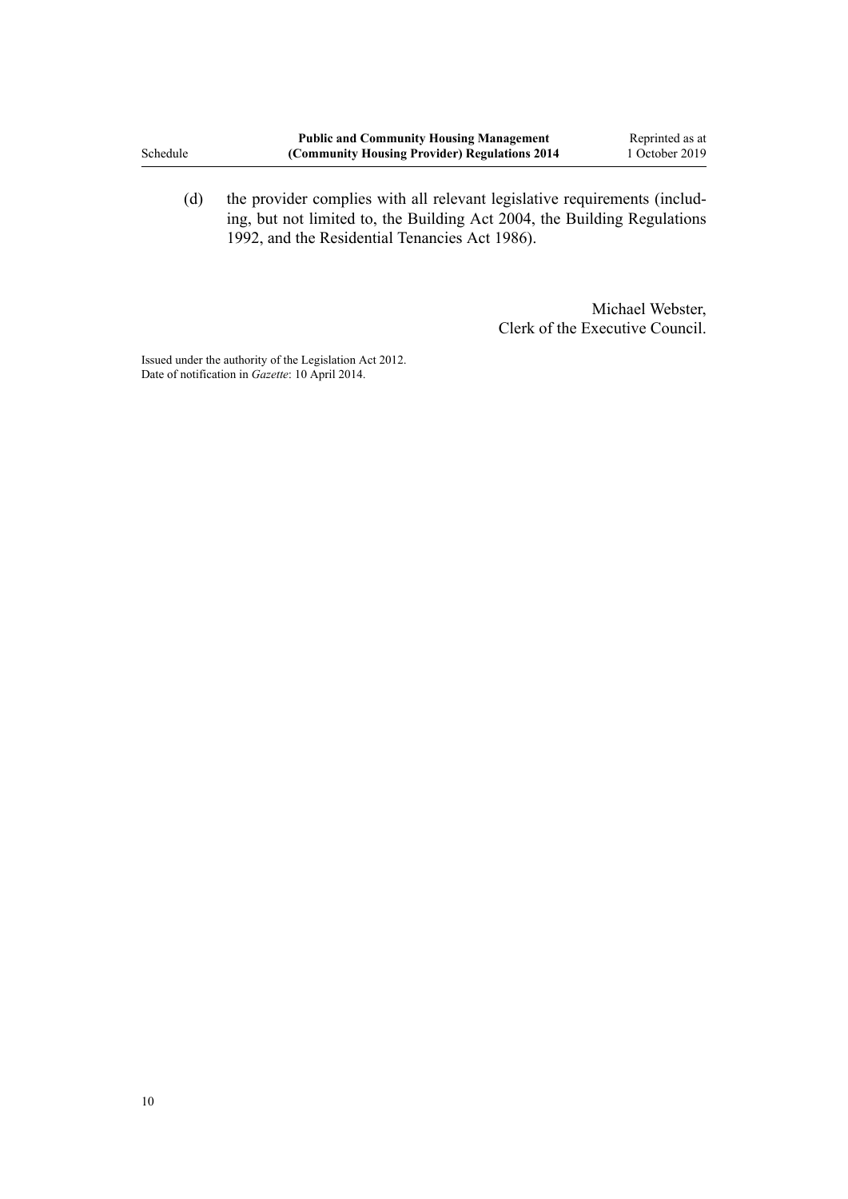(d) the provider complies with all relevant legislative requirements (including, but not limited to, the Building Act 2004, the Building Regulations 1992, and the Residential Tenancies Act 1986).

Michael Webster,
Clerk of the Executive Council.

Issued under the authority of the Legislation Act 2012.
Date of notification in *Gazette*: 10 April 2014.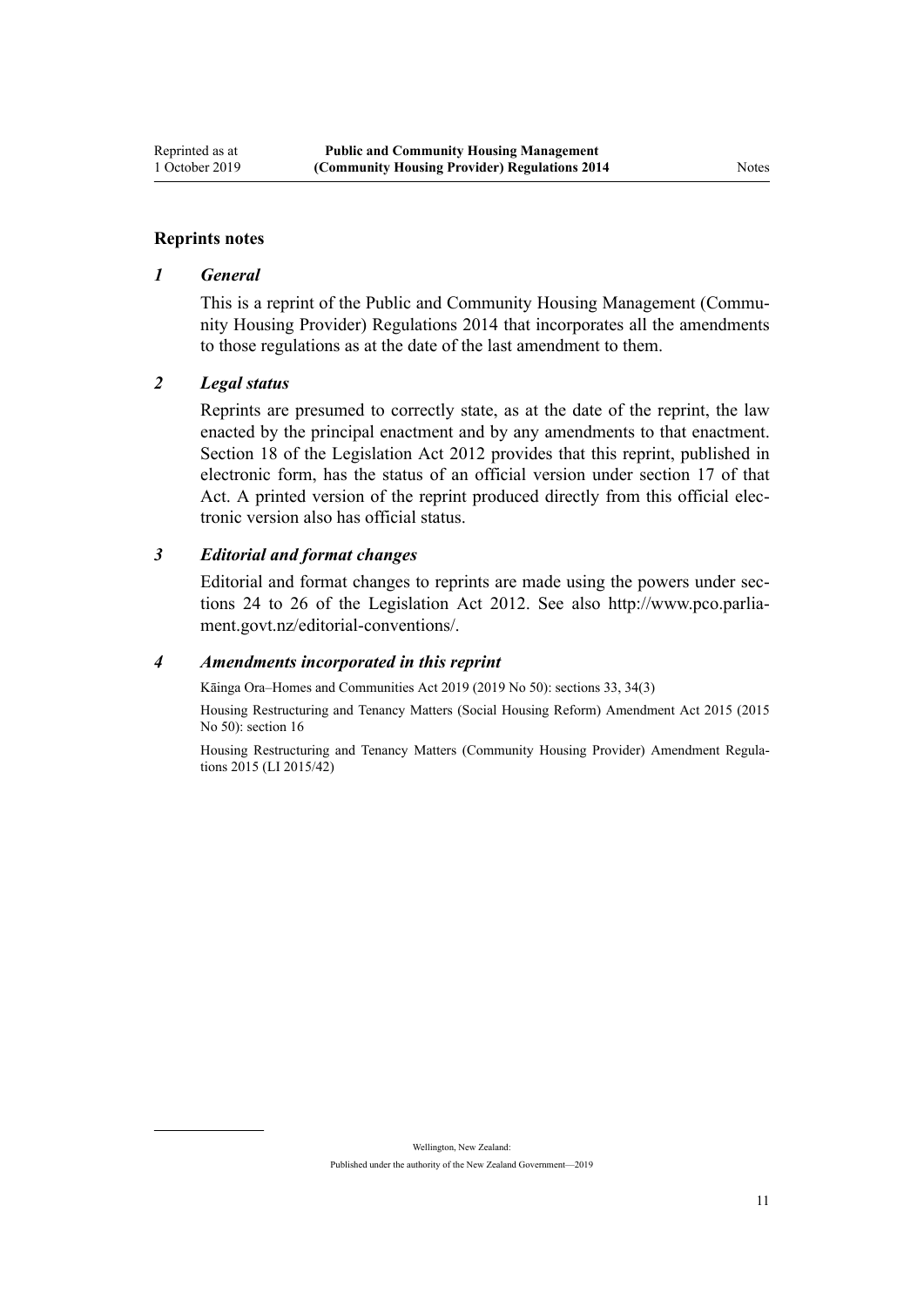## Reprints notes

### *1 General*

This is a reprint of the Public and Community Housing Management (Community Housing Provider) Regulations 2014 that incorporates all the amendments to those regulations as at the date of the last amendment to them.

### *2 Legal status*

Reprints are presumed to correctly state, as at the date of the reprint, the law enacted by the principal enactment and by any amendments to that enactment. Section 18 of the Legislation Act 2012 provides that this reprint, published in electronic form, has the status of an official version under section 17 of that Act. A printed version of the reprint produced directly from this official electronic version also has official status.

### *3 Editorial and format changes*

Editorial and format changes to reprints are made using the powers under sections 24 to 26 of the Legislation Act 2012. See also http://www.pco.parliament.govt.nz/editorial-conventions/.

### *4 Amendments incorporated in this reprint*

Kāinga Ora–Homes and Communities Act 2019 (2019 No 50): sections 33, 34(3)

Housing Restructuring and Tenancy Matters (Social Housing Reform) Amendment Act 2015 (2015 No 50): section 16

Housing Restructuring and Tenancy Matters (Community Housing Provider) Amendment Regulations 2015 (LI 2015/42)

Wellington, New Zealand:

Published under the authority of the New Zealand Government—2019